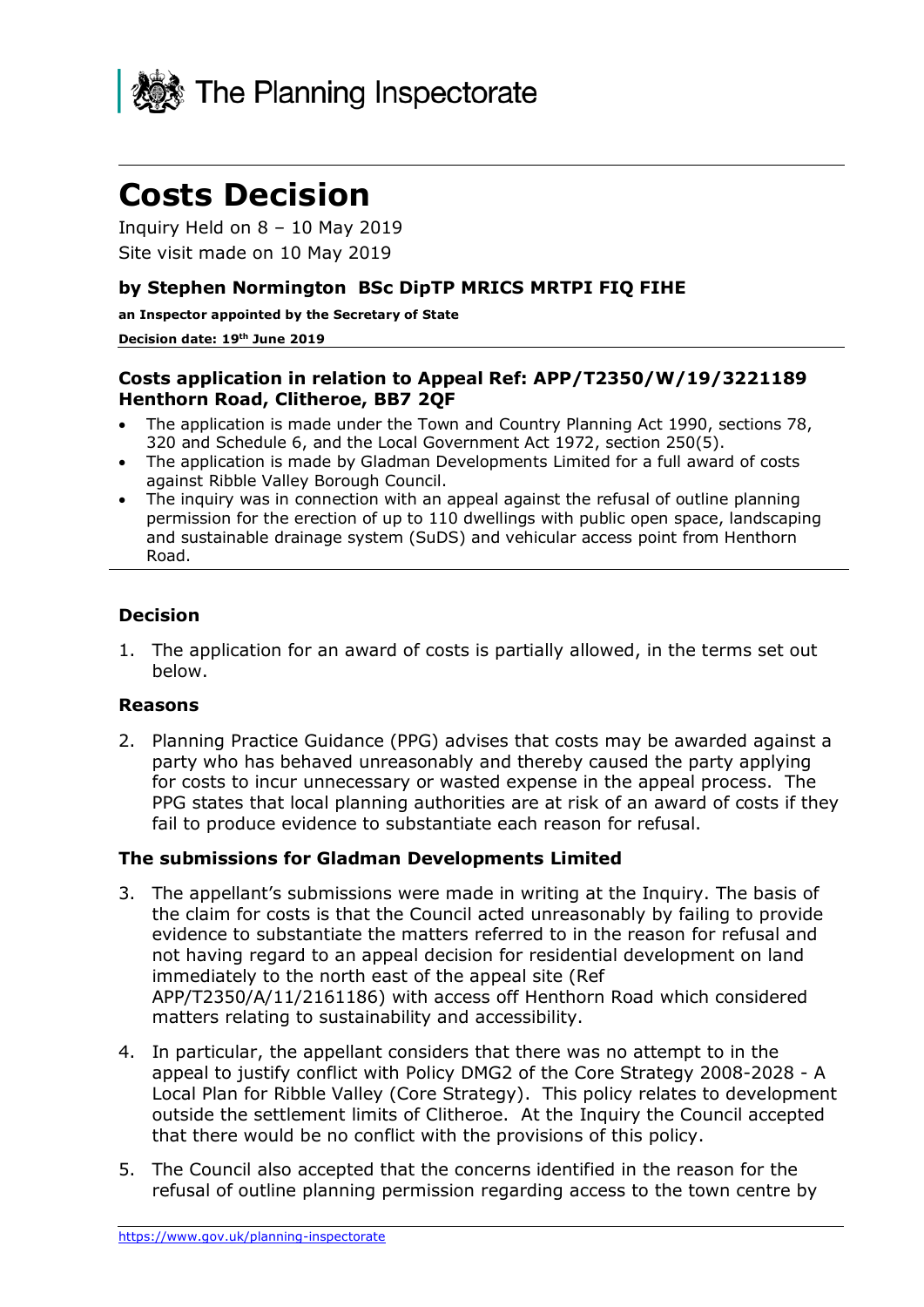The Planning Inspectorate

# Costs Decision

Inquiry Held on 8 – 10 May 2019

Site visit made on 10 May 2019

**by Stephen Normington BSc DipTP MRICS MRTPI FIQ FIHE**

**an Inspector appointed by the Secretary of State**

**Decision date: 19th June 2019**

### Costs application in relation to Appeal Ref: APP/T2350/W/19/3221189 Henthorn Road, Clitheroe, BB7 2QF

- The application is made under the Town and Country Planning Act 1990, sections 78, 320 and Schedule 6, and the Local Government Act 1972, section 250(5).
- The application is made by Gladman Developments Limited for a full award of costs against Ribble Valley Borough Council.
- The inquiry was in connection with an appeal against the refusal of outline planning permission for the erection of up to 110 dwellings with public open space, landscaping and sustainable drainage system (SuDS) and vehicular access point from Henthorn Road.

### Decision

1. The application for an award of costs is partially allowed, in the terms set out below.

### Reasons

2. Planning Practice Guidance (PPG) advises that costs may be awarded against a party who has behaved unreasonably and thereby caused the party applying for costs to incur unnecessary or wasted expense in the appeal process. The PPG states that local planning authorities are at risk of an award of costs if they fail to produce evidence to substantiate each reason for refusal.

### The submissions for Gladman Developments Limited

3. The appellant's submissions were made in writing at the Inquiry. The basis of the claim for costs is that the Council acted unreasonably by failing to provide evidence to substantiate the matters referred to in the reason for refusal and not having regard to an appeal decision for residential development on land immediately to the north east of the appeal site (Ref APP/T2350/A/11/2161186) with access off Henthorn Road which considered matters relating to sustainability and accessibility.

4. In particular, the appellant considers that there was no attempt to in the appeal to justify conflict with Policy DMG2 of the Core Strategy 2008-2028 - A Local Plan for Ribble Valley (Core Strategy). This policy relates to development outside the settlement limits of Clitheroe. At the Inquiry the Council accepted that there would be no conflict with the provisions of this policy.

5. The Council also accepted that the concerns identified in the reason for the refusal of outline planning permission regarding access to the town centre by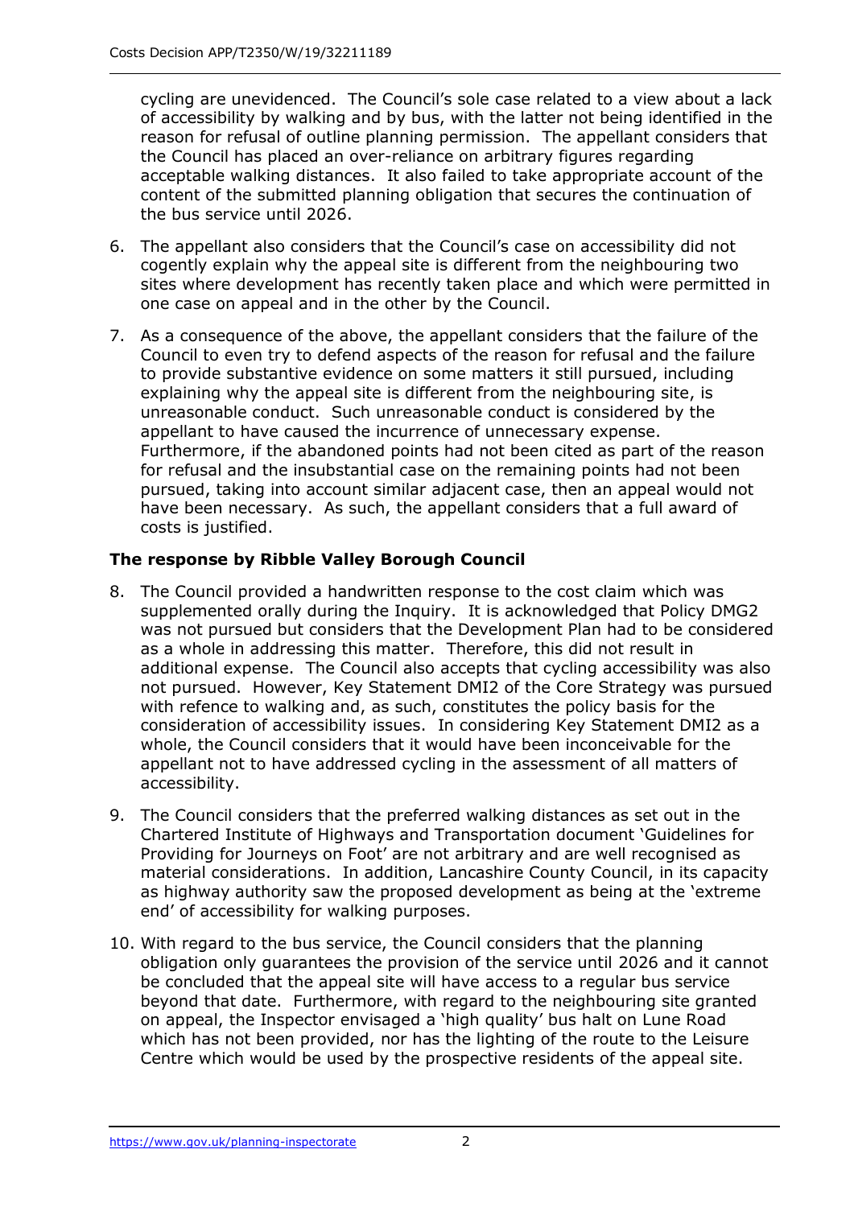cycling are unevidenced. The Council's sole case related to a view about a lack of accessibility by walking and by bus, with the latter not being identified in the reason for refusal of outline planning permission. The appellant considers that the Council has placed an over-reliance on arbitrary figures regarding acceptable walking distances. It also failed to take appropriate account of the content of the submitted planning obligation that secures the continuation of the bus service until 2026.

6. The appellant also considers that the Council's case on accessibility did not cogently explain why the appeal site is different from the neighbouring two sites where development has recently taken place and which were permitted in one case on appeal and in the other by the Council.

7. As a consequence of the above, the appellant considers that the failure of the Council to even try to defend aspects of the reason for refusal and the failure to provide substantive evidence on some matters it still pursued, including explaining why the appeal site is different from the neighbouring site, is unreasonable conduct. Such unreasonable conduct is considered by the appellant to have caused the incurrence of unnecessary expense. Furthermore, if the abandoned points had not been cited as part of the reason for refusal and the insubstantial case on the remaining points had not been pursued, taking into account similar adjacent case, then an appeal would not have been necessary. As such, the appellant considers that a full award of costs is justified.

### The response by Ribble Valley Borough Council

8. The Council provided a handwritten response to the cost claim which was supplemented orally during the Inquiry. It is acknowledged that Policy DMG2 was not pursued but considers that the Development Plan had to be considered as a whole in addressing this matter. Therefore, this did not result in additional expense. The Council also accepts that cycling accessibility was also not pursued. However, Key Statement DMI2 of the Core Strategy was pursued with refence to walking and, as such, constitutes the policy basis for the consideration of accessibility issues. In considering Key Statement DMI2 as a whole, the Council considers that it would have been inconceivable for the appellant not to have addressed cycling in the assessment of all matters of accessibility.

9. The Council considers that the preferred walking distances as set out in the Chartered Institute of Highways and Transportation document 'Guidelines for Providing for Journeys on Foot' are not arbitrary and are well recognised as material considerations. In addition, Lancashire County Council, in its capacity as highway authority saw the proposed development as being at the 'extreme end' of accessibility for walking purposes.

10. With regard to the bus service, the Council considers that the planning obligation only guarantees the provision of the service until 2026 and it cannot be concluded that the appeal site will have access to a regular bus service beyond that date. Furthermore, with regard to the neighbouring site granted on appeal, the Inspector envisaged a 'high quality' bus halt on Lune Road which has not been provided, nor has the lighting of the route to the Leisure Centre which would be used by the prospective residents of the appeal site.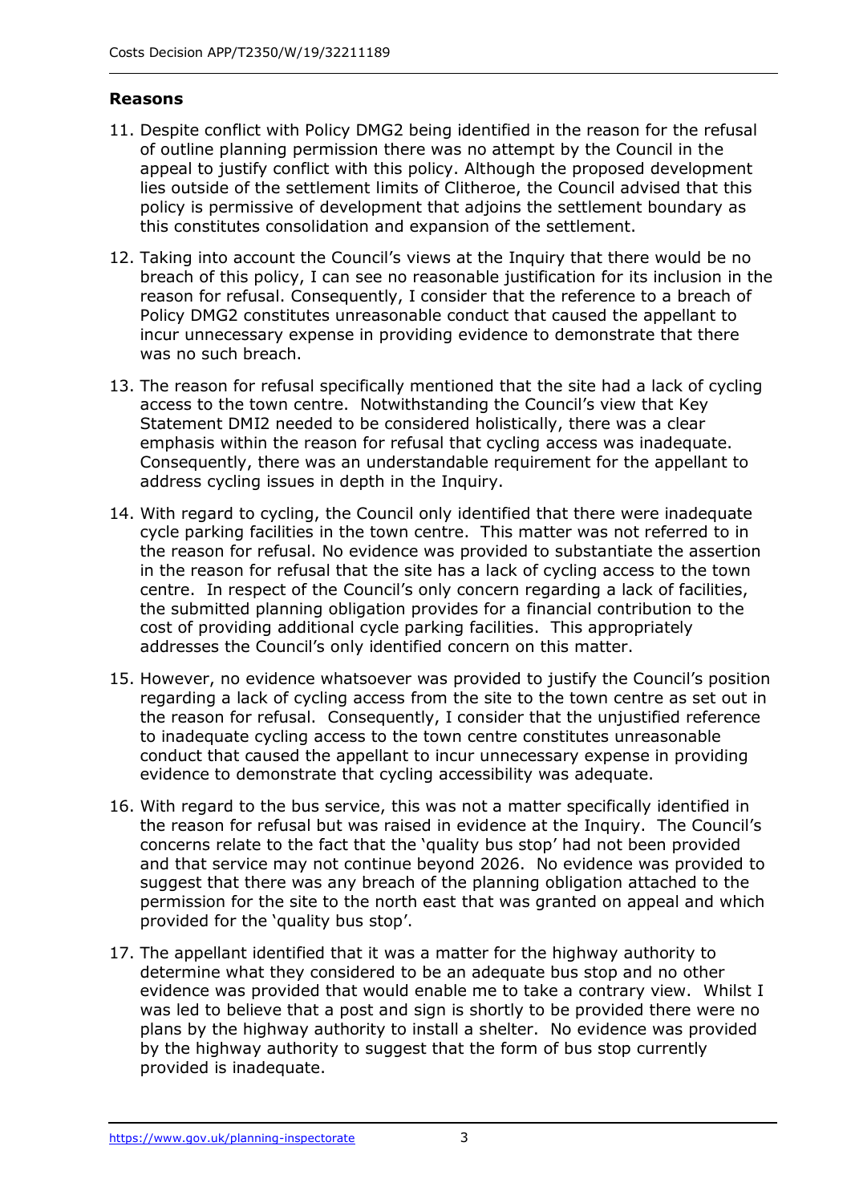**Reasons**

11. Despite conflict with Policy DMG2 being identified in the reason for the refusal of outline planning permission there was no attempt by the Council in the appeal to justify conflict with this policy. Although the proposed development lies outside of the settlement limits of Clitheroe, the Council advised that this policy is permissive of development that adjoins the settlement boundary as this constitutes consolidation and expansion of the settlement.

12. Taking into account the Council's views at the Inquiry that there would be no breach of this policy, I can see no reasonable justification for its inclusion in the reason for refusal. Consequently, I consider that the reference to a breach of Policy DMG2 constitutes unreasonable conduct that caused the appellant to incur unnecessary expense in providing evidence to demonstrate that there was no such breach.

13. The reason for refusal specifically mentioned that the site had a lack of cycling access to the town centre. Notwithstanding the Council's view that Key Statement DMI2 needed to be considered holistically, there was a clear emphasis within the reason for refusal that cycling access was inadequate. Consequently, there was an understandable requirement for the appellant to address cycling issues in depth in the Inquiry.

14. With regard to cycling, the Council only identified that there were inadequate cycle parking facilities in the town centre. This matter was not referred to in the reason for refusal. No evidence was provided to substantiate the assertion in the reason for refusal that the site has a lack of cycling access to the town centre. In respect of the Council's only concern regarding a lack of facilities, the submitted planning obligation provides for a financial contribution to the cost of providing additional cycle parking facilities. This appropriately addresses the Council's only identified concern on this matter.

15. However, no evidence whatsoever was provided to justify the Council's position regarding a lack of cycling access from the site to the town centre as set out in the reason for refusal. Consequently, I consider that the unjustified reference to inadequate cycling access to the town centre constitutes unreasonable conduct that caused the appellant to incur unnecessary expense in providing evidence to demonstrate that cycling accessibility was adequate.

16. With regard to the bus service, this was not a matter specifically identified in the reason for refusal but was raised in evidence at the Inquiry. The Council's concerns relate to the fact that the 'quality bus stop' had not been provided and that service may not continue beyond 2026. No evidence was provided to suggest that there was any breach of the planning obligation attached to the permission for the site to the north east that was granted on appeal and which provided for the 'quality bus stop'.

17. The appellant identified that it was a matter for the highway authority to determine what they considered to be an adequate bus stop and no other evidence was provided that would enable me to take a contrary view. Whilst I was led to believe that a post and sign is shortly to be provided there were no plans by the highway authority to install a shelter. No evidence was provided by the highway authority to suggest that the form of bus stop currently provided is inadequate.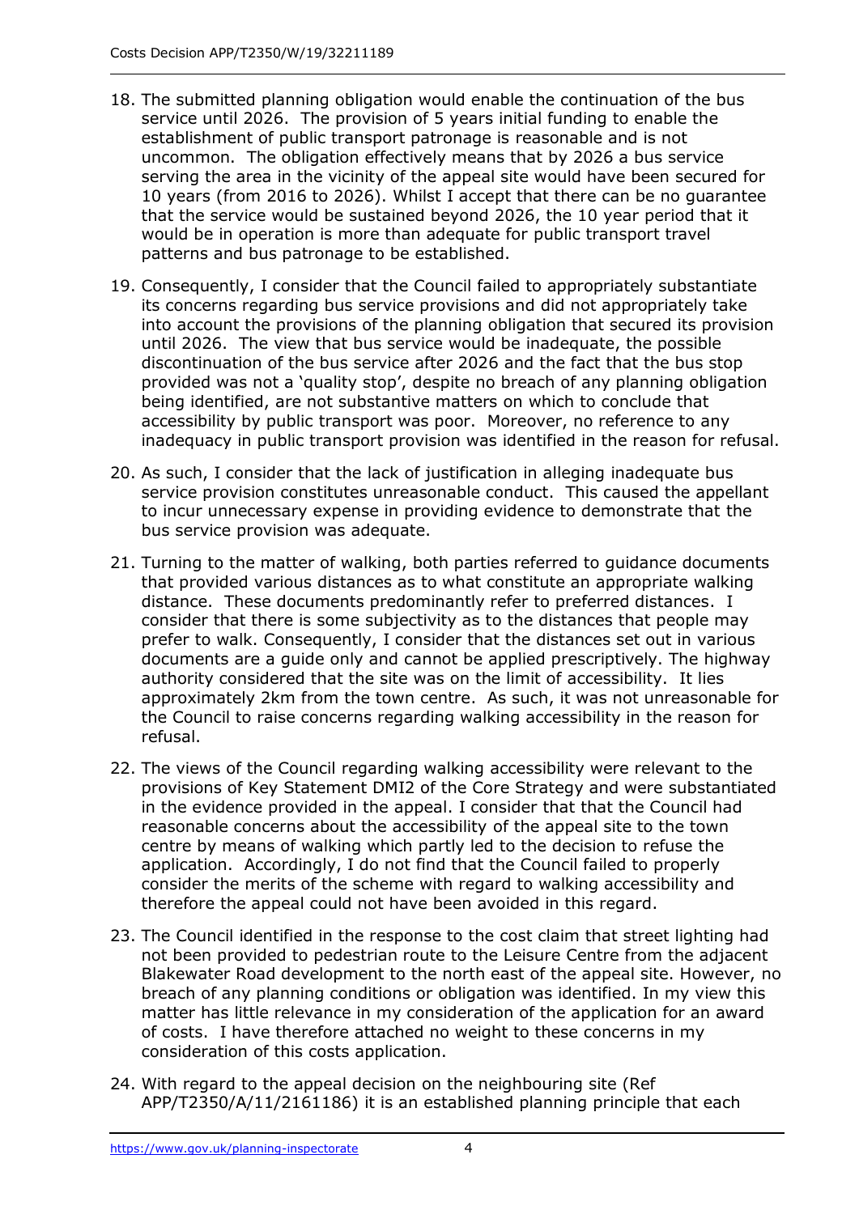18. The submitted planning obligation would enable the continuation of the bus service until 2026. The provision of 5 years initial funding to enable the establishment of public transport patronage is reasonable and is not uncommon. The obligation effectively means that by 2026 a bus service serving the area in the vicinity of the appeal site would have been secured for 10 years (from 2016 to 2026). Whilst I accept that there can be no guarantee that the service would be sustained beyond 2026, the 10 year period that it would be in operation is more than adequate for public transport travel patterns and bus patronage to be established.

19. Consequently, I consider that the Council failed to appropriately substantiate its concerns regarding bus service provisions and did not appropriately take into account the provisions of the planning obligation that secured its provision until 2026. The view that bus service would be inadequate, the possible discontinuation of the bus service after 2026 and the fact that the bus stop provided was not a 'quality stop', despite no breach of any planning obligation being identified, are not substantive matters on which to conclude that accessibility by public transport was poor. Moreover, no reference to any inadequacy in public transport provision was identified in the reason for refusal.

20. As such, I consider that the lack of justification in alleging inadequate bus service provision constitutes unreasonable conduct. This caused the appellant to incur unnecessary expense in providing evidence to demonstrate that the bus service provision was adequate.

21. Turning to the matter of walking, both parties referred to guidance documents that provided various distances as to what constitute an appropriate walking distance. These documents predominantly refer to preferred distances. I consider that there is some subjectivity as to the distances that people may prefer to walk. Consequently, I consider that the distances set out in various documents are a guide only and cannot be applied prescriptively. The highway authority considered that the site was on the limit of accessibility. It lies approximately 2km from the town centre. As such, it was not unreasonable for the Council to raise concerns regarding walking accessibility in the reason for refusal.

22. The views of the Council regarding walking accessibility were relevant to the provisions of Key Statement DMI2 of the Core Strategy and were substantiated in the evidence provided in the appeal. I consider that that the Council had reasonable concerns about the accessibility of the appeal site to the town centre by means of walking which partly led to the decision to refuse the application. Accordingly, I do not find that the Council failed to properly consider the merits of the scheme with regard to walking accessibility and therefore the appeal could not have been avoided in this regard.

23. The Council identified in the response to the cost claim that street lighting had not been provided to pedestrian route to the Leisure Centre from the adjacent Blakewater Road development to the north east of the appeal site. However, no breach of any planning conditions or obligation was identified. In my view this matter has little relevance in my consideration of the application for an award of costs. I have therefore attached no weight to these concerns in my consideration of this costs application.

24. With regard to the appeal decision on the neighbouring site (Ref APP/T2350/A/11/2161186) it is an established planning principle that each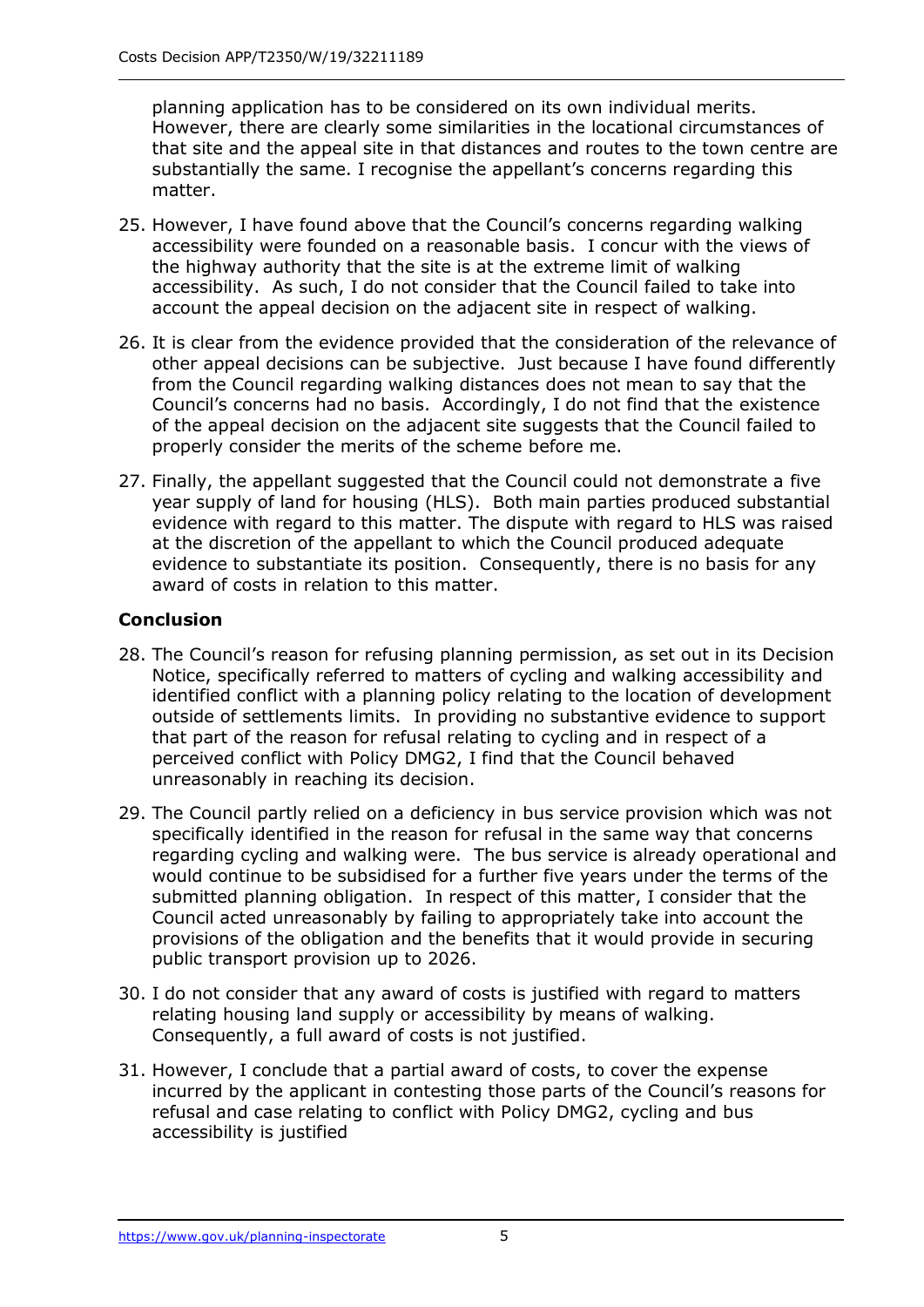planning application has to be considered on its own individual merits. However, there are clearly some similarities in the locational circumstances of that site and the appeal site in that distances and routes to the town centre are substantially the same. I recognise the appellant's concerns regarding this matter.

25. However, I have found above that the Council's concerns regarding walking accessibility were founded on a reasonable basis. I concur with the views of the highway authority that the site is at the extreme limit of walking accessibility. As such, I do not consider that the Council failed to take into account the appeal decision on the adjacent site in respect of walking.

26. It is clear from the evidence provided that the consideration of the relevance of other appeal decisions can be subjective. Just because I have found differently from the Council regarding walking distances does not mean to say that the Council's concerns had no basis. Accordingly, I do not find that the existence of the appeal decision on the adjacent site suggests that the Council failed to properly consider the merits of the scheme before me.

27. Finally, the appellant suggested that the Council could not demonstrate a five year supply of land for housing (HLS). Both main parties produced substantial evidence with regard to this matter. The dispute with regard to HLS was raised at the discretion of the appellant to which the Council produced adequate evidence to substantiate its position. Consequently, there is no basis for any award of costs in relation to this matter.

## Conclusion

28. The Council's reason for refusing planning permission, as set out in its Decision Notice, specifically referred to matters of cycling and walking accessibility and identified conflict with a planning policy relating to the location of development outside of settlements limits. In providing no substantive evidence to support that part of the reason for refusal relating to cycling and in respect of a perceived conflict with Policy DMG2, I find that the Council behaved unreasonably in reaching its decision.

29. The Council partly relied on a deficiency in bus service provision which was not specifically identified in the reason for refusal in the same way that concerns regarding cycling and walking were. The bus service is already operational and would continue to be subsidised for a further five years under the terms of the submitted planning obligation. In respect of this matter, I consider that the Council acted unreasonably by failing to appropriately take into account the provisions of the obligation and the benefits that it would provide in securing public transport provision up to 2026.

30. I do not consider that any award of costs is justified with regard to matters relating housing land supply or accessibility by means of walking. Consequently, a full award of costs is not justified.

31. However, I conclude that a partial award of costs, to cover the expense incurred by the applicant in contesting those parts of the Council's reasons for refusal and case relating to conflict with Policy DMG2, cycling and bus accessibility is justified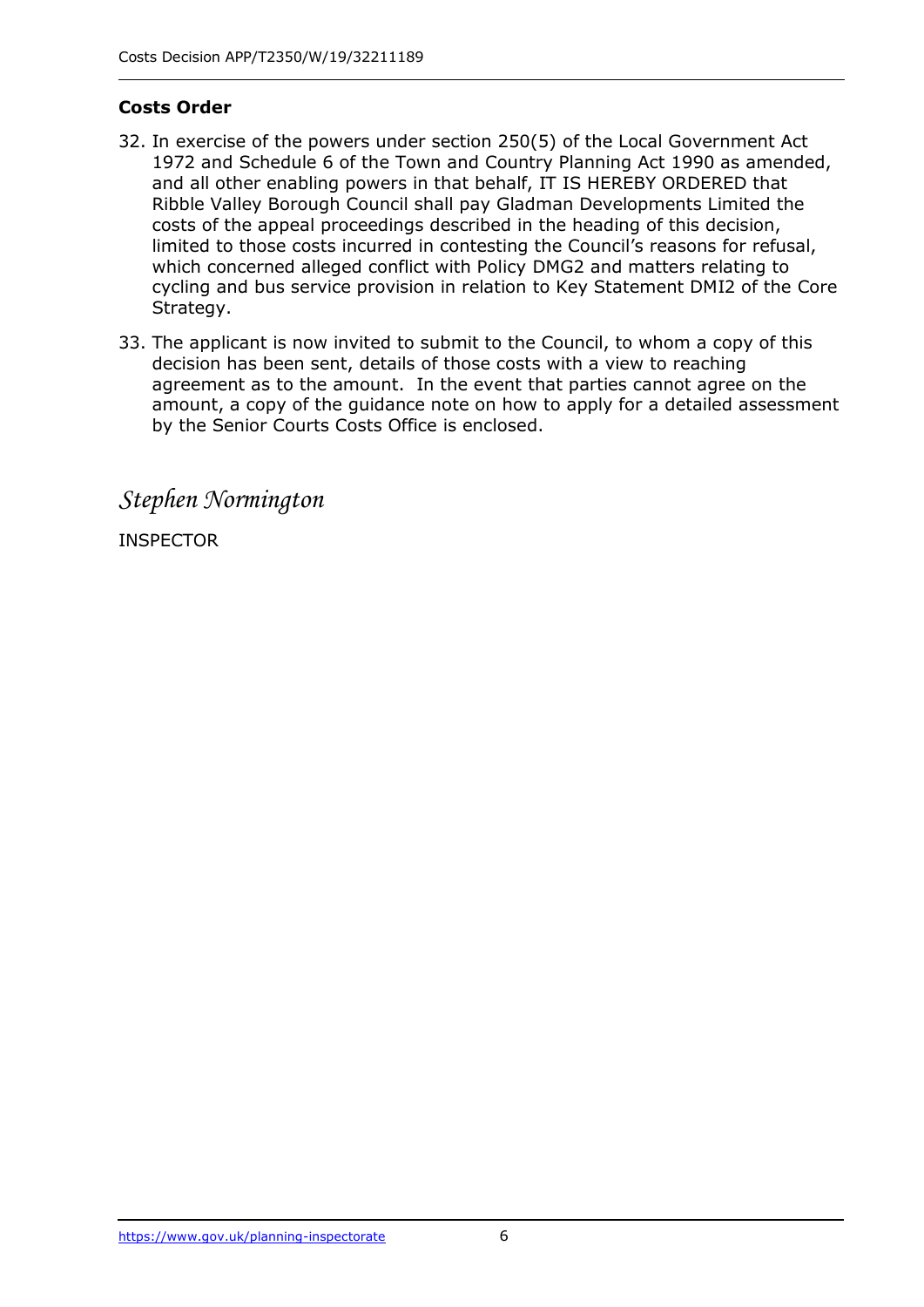**Costs Order**

32. In exercise of the powers under section 250(5) of the Local Government Act 1972 and Schedule 6 of the Town and Country Planning Act 1990 as amended, and all other enabling powers in that behalf, IT IS HEREBY ORDERED that Ribble Valley Borough Council shall pay Gladman Developments Limited the costs of the appeal proceedings described in the heading of this decision, limited to those costs incurred in contesting the Council's reasons for refusal, which concerned alleged conflict with Policy DMG2 and matters relating to cycling and bus service provision in relation to Key Statement DMI2 of the Core Strategy.

33. The applicant is now invited to submit to the Council, to whom a copy of this decision has been sent, details of those costs with a view to reaching agreement as to the amount. In the event that parties cannot agree on the amount, a copy of the guidance note on how to apply for a detailed assessment by the Senior Courts Costs Office is enclosed.

*Stephen Normington*

INSPECTOR